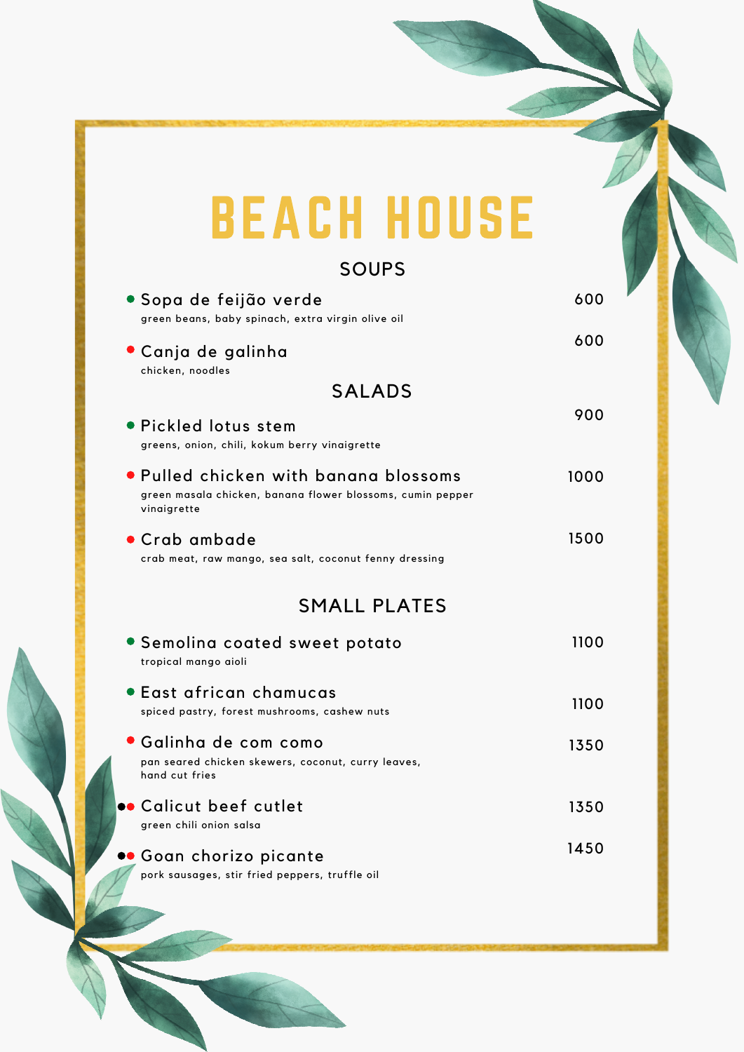# BEACH HOUSE

## SOUPS

- **Sopa de feijão verde** — 600
  green beans, baby spinach, extra virgin olive oil

- **Canja de galinha** — 600
  chicken, noodles

## SALADS

- **Pickled lotus stem** — 900
  greens, onion, chili, kokum berry vinaigrette

- **Pulled chicken with banana blossoms** — 1000
  green masala chicken, banana flower blossoms, cumin pepper vinaigrette

- **Crab ambade** — 1500
  crab meat, raw mango, sea salt, coconut fenny dressing

## SMALL PLATES

- **Semolina coated sweet potato** — 1100
  tropical mango aioli

- **East african chamucas** — 1100
  spiced pastry, forest mushrooms, cashew nuts

- **Galinha de com como** — 1350
  pan seared chicken skewers, coconut, curry leaves, hand cut fries

- **Calicut beef cutlet** — 1350
  green chili onion salsa

- **Goan chorizo picante** — 1450
  pork sausages, stir fried peppers, truffle oil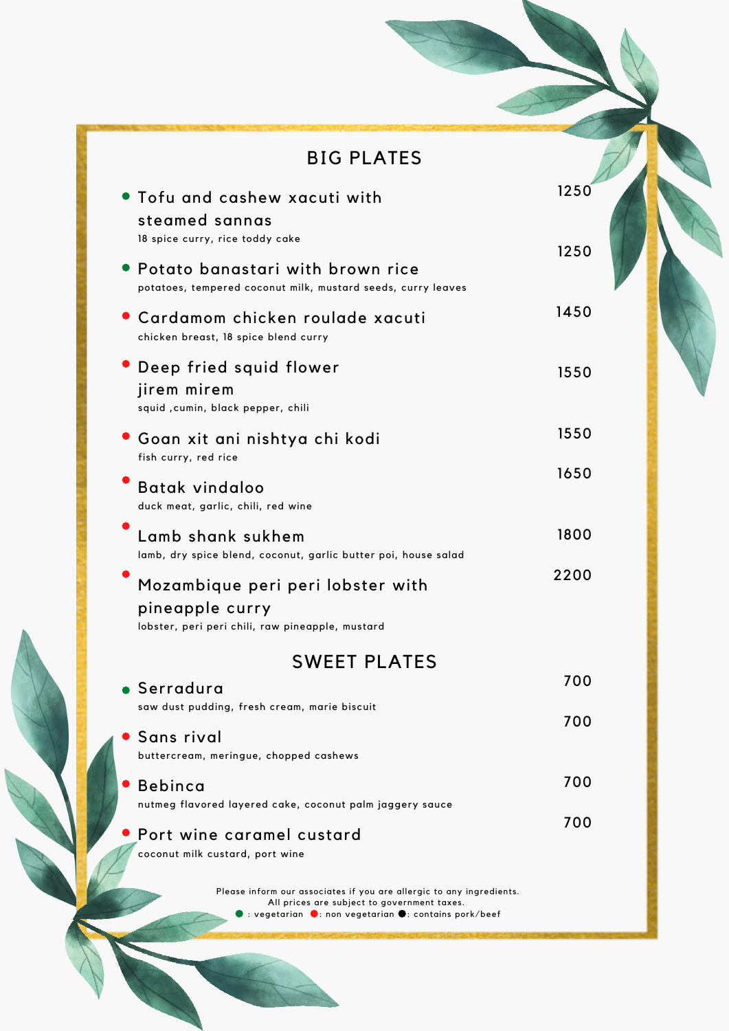## BIG PLATES

- **Tofu and cashew xacuti with steamed sannas** — 1250
  18 spice curry, rice toddy cake
- **Potato banastari with brown rice** — 1250
  potatoes, tempered coconut milk, mustard seeds, curry leaves
- **Cardamom chicken roulade xacuti** — 1450
  chicken breast, 18 spice blend curry
- **Deep fried squid flower jirem mirem** — 1550
  squid ,cumin, black pepper, chili
- **Goan xit ani nishtya chi kodi** — 1550
  fish curry, red rice
- **Batak vindaloo** — 1650
  duck meat, garlic, chili, red wine
- **Lamb shank sukhem** — 1800
  lamb, dry spice blend, coconut, garlic butter poi, house salad
- **Mozambique peri peri lobster with pineapple curry** — 2200
  lobster, peri peri chili, raw pineapple, mustard

## SWEET PLATES

- **Serradura** — 700
  saw dust pudding, fresh cream, marie biscuit
- **Sans rival** — 700
  buttercream, meringue, chopped cashews
- **Bebinca** — 700
  nutmeg flavored layered cake, coconut palm jaggery sauce
- **Port wine caramel custard** — 700
  coconut milk custard, port wine

Please inform our associates if you are allergic to any ingredients.
All prices are subject to government taxes.
●: vegetarian ●: non vegetarian ●: contains pork/beef